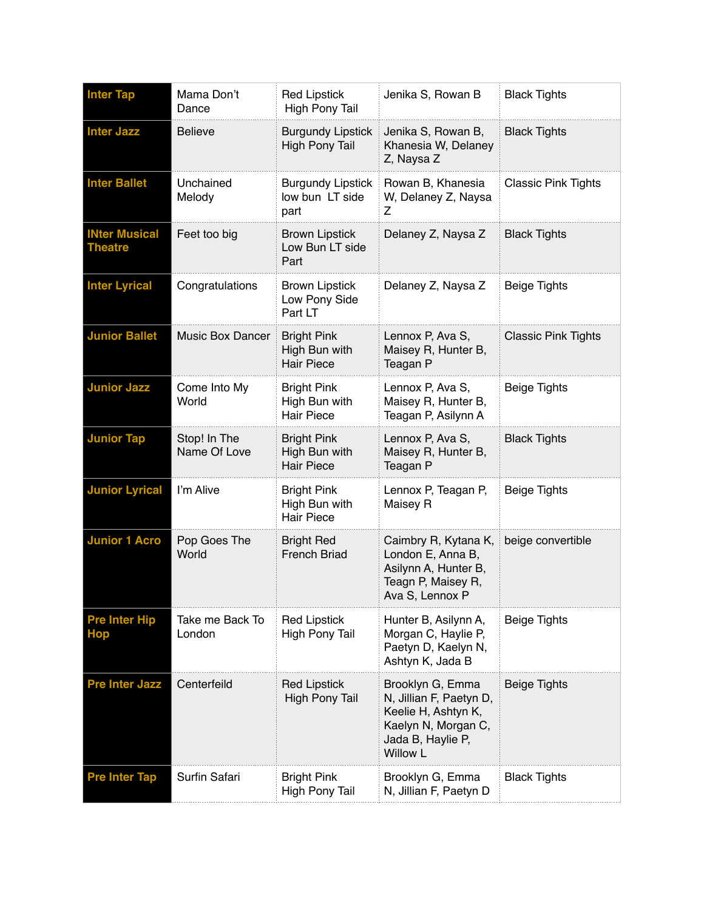| Inter Tap | Mama Don't Dance | Red Lipstick High Pony Tail | Jenika S, Rowan B | Black Tights |
|---|---|---|---|---|
| Inter Jazz | Believe | Burgundy Lipstick High Pony Tail | Jenika S, Rowan B, Khanesia W, Delaney Z, Naysa Z | Black Tights |
| Inter Ballet | Unchained Melody | Burgundy Lipstick low bun LT side part | Rowan B, Khanesia W, Delaney Z, Naysa Z | Classic Pink Tights |
| INter Musical Theatre | Feet too big | Brown Lipstick Low Bun LT side Part | Delaney Z, Naysa Z | Black Tights |
| Inter Lyrical | Congratulations | Brown Lipstick Low Pony Side Part LT | Delaney Z, Naysa Z | Beige Tights |
| Junior Ballet | Music Box Dancer | Bright Pink High Bun with Hair Piece | Lennox P, Ava S, Maisey R, Hunter B, Teagan P | Classic Pink Tights |
| Junior Jazz | Come Into My World | Bright Pink High Bun with Hair Piece | Lennox P, Ava S, Maisey R, Hunter B, Teagan P, Asilynn A | Beige Tights |
| Junior Tap | Stop! In The Name Of Love | Bright Pink High Bun with Hair Piece | Lennox P, Ava S, Maisey R, Hunter B, Teagan P | Black Tights |
| Junior Lyrical | I'm Alive | Bright Pink High Bun with Hair Piece | Lennox P, Teagan P, Maisey R | Beige Tights |
| Junior 1 Acro | Pop Goes The World | Bright Red French Briad | Caimbry R, Kytana K, London E, Anna B, Asilynn A, Hunter B, Teagn P, Maisey R, Ava S, Lennox P | beige convertible |
| Pre Inter Hip Hop | Take me Back To London | Red Lipstick High Pony Tail | Hunter B, Asilynn A, Morgan C, Haylie P, Paetyn D, Kaelyn N, Ashtyn K, Jada B | Beige Tights |
| Pre Inter Jazz | Centerfeild | Red Lipstick High Pony Tail | Brooklyn G, Emma N, Jillian F, Paetyn D, Keelie H, Ashtyn K, Kaelyn N, Morgan C, Jada B, Haylie P, Willow L | Beige Tights |
| Pre Inter Tap | Surfin Safari | Bright Pink High Pony Tail | Brooklyn G, Emma N, Jillian F, Paetyn D | Black Tights |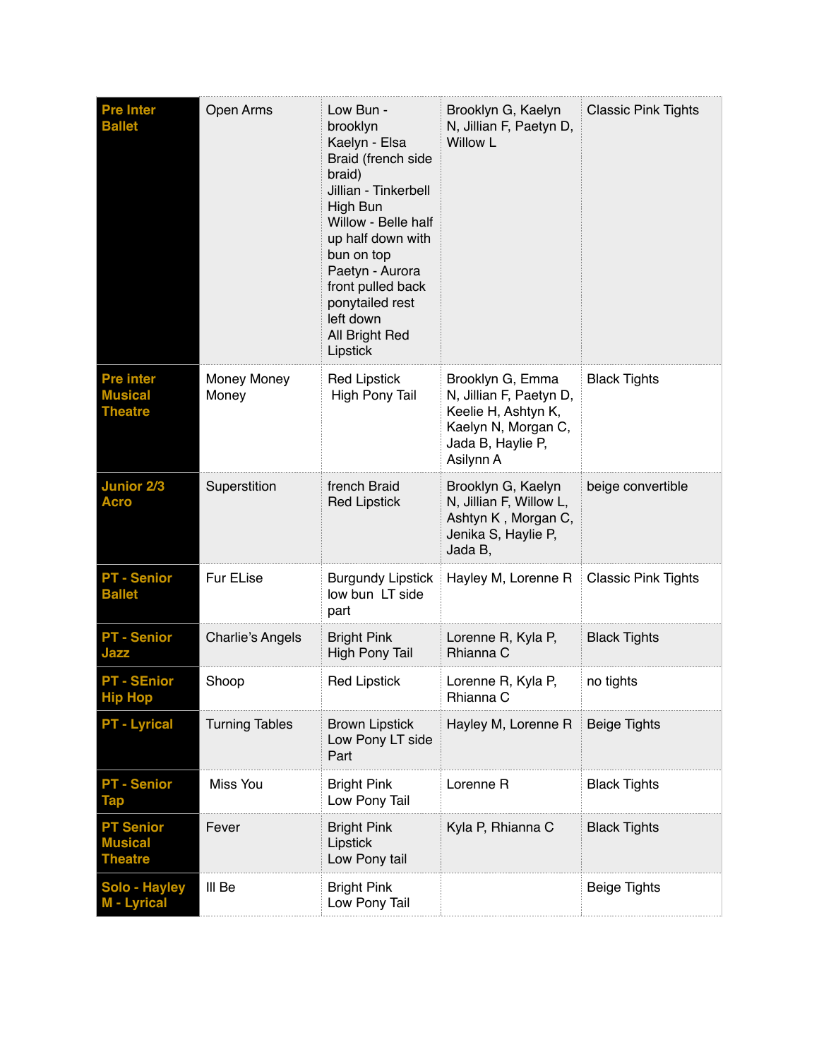| **Pre Inter Ballet** | Open Arms | Low Bun - brooklyn<br>Kaelyn - Elsa Braid (french side braid)<br>Jillian - Tinkerbell High Bun<br>Willow - Belle half up half down with bun on top<br>Paetyn - Aurora front pulled back ponytailed rest left down<br>All Bright Red Lipstick | Brooklyn G, Kaelyn N, Jillian F, Paetyn D, Willow L | Classic Pink Tights |
|---|---|---|---|---|
| **Pre inter Musical Theatre** | Money Money Money | Red Lipstick<br>High Pony Tail | Brooklyn G, Emma N, Jillian F, Paetyn D, Keelie H, Ashtyn K, Kaelyn N, Morgan C, Jada B, Haylie P, Asilynn A | Black Tights |
| **Junior 2/3 Acro** | Superstition | french Braid<br>Red Lipstick | Brooklyn G, Kaelyn N, Jillian F, Willow L, Ashtyn K , Morgan C, Jenika S, Haylie P, Jada B, | beige convertible |
| **PT - Senior Ballet** | Fur ELise | Burgundy Lipstick<br>low bun LT side part | Hayley M, Lorenne R | Classic Pink Tights |
| **PT - Senior Jazz** | Charlie's Angels | Bright Pink<br>High Pony Tail | Lorenne R, Kyla P, Rhianna C | Black Tights |
| **PT - SEnior Hip Hop** | Shoop | Red Lipstick | Lorenne R, Kyla P, Rhianna C | no tights |
| **PT - Lyrical** | Turning Tables | Brown Lipstick<br>Low Pony LT side Part | Hayley M, Lorenne R | Beige Tights |
| **PT - Senior Tap** | Miss You | Bright Pink<br>Low Pony Tail | Lorenne R | Black Tights |
| **PT Senior Musical Theatre** | Fever | Bright Pink Lipstick<br>Low Pony tail | Kyla P, Rhianna C | Black Tights |
| **Solo - Hayley M - Lyrical** | Ill Be | Bright Pink<br>Low Pony Tail | | Beige Tights |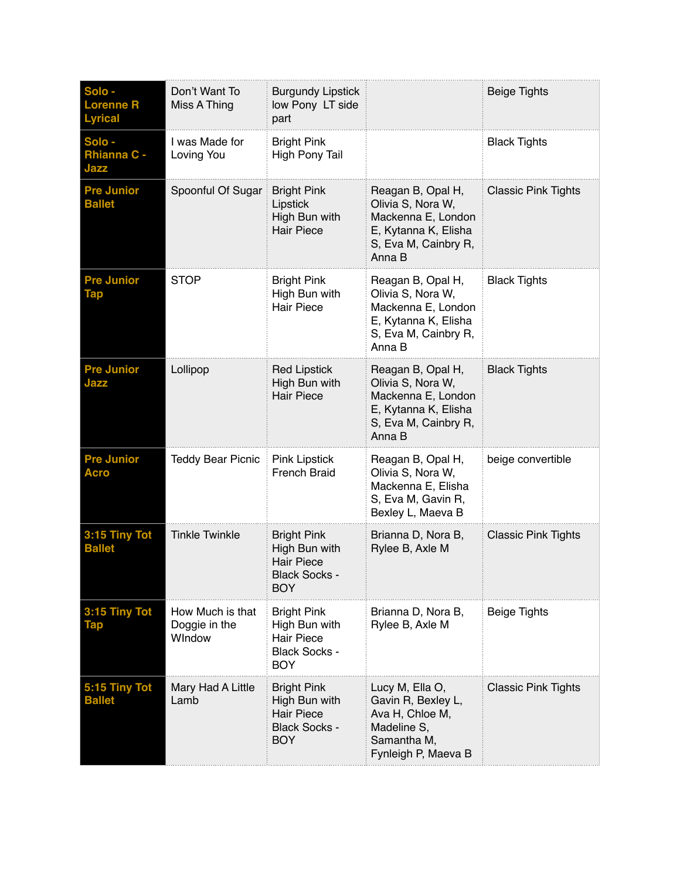| | | | | |
|---|---|---|---|---|
| **Solo - Lorenne R Lyrical** | Don't Want To Miss A Thing | Burgundy Lipstick low Pony LT side part | | Beige Tights |
| **Solo - Rhianna C - Jazz** | I was Made for Loving You | Bright Pink High Pony Tail | | Black Tights |
| **Pre Junior Ballet** | Spoonful Of Sugar | Bright Pink Lipstick High Bun with Hair Piece | Reagan B, Opal H, Olivia S, Nora W, Mackenna E, London E, Kytanna K, Elisha S, Eva M, Cainbry R, Anna B | Classic Pink Tights |
| **Pre Junior Tap** | STOP | Bright Pink High Bun with Hair Piece | Reagan B, Opal H, Olivia S, Nora W, Mackenna E, London E, Kytanna K, Elisha S, Eva M, Cainbry R, Anna B | Black Tights |
| **Pre Junior Jazz** | Lollipop | Red Lipstick High Bun with Hair Piece | Reagan B, Opal H, Olivia S, Nora W, Mackenna E, London E, Kytanna K, Elisha S, Eva M, Cainbry R, Anna B | Black Tights |
| **Pre Junior Acro** | Teddy Bear Picnic | Pink Lipstick French Braid | Reagan B, Opal H, Olivia S, Nora W, Mackenna E, Elisha S, Eva M, Gavin R, Bexley L, Maeva B | beige convertible |
| **3:15 Tiny Tot Ballet** | Tinkle Twinkle | Bright Pink High Bun with Hair Piece Black Socks - BOY | Brianna D, Nora B, Rylee B, Axle M | Classic Pink Tights |
| **3:15 Tiny Tot Tap** | How Much is that Doggie in the WIndow | Bright Pink High Bun with Hair Piece Black Socks - BOY | Brianna D, Nora B, Rylee B, Axle M | Beige Tights |
| **5:15 Tiny Tot Ballet** | Mary Had A Little Lamb | Bright Pink High Bun with Hair Piece Black Socks - BOY | Lucy M, Ella O, Gavin R, Bexley L, Ava H, Chloe M, Madeline S, Samantha M, Fynleigh P, Maeva B | Classic Pink Tights |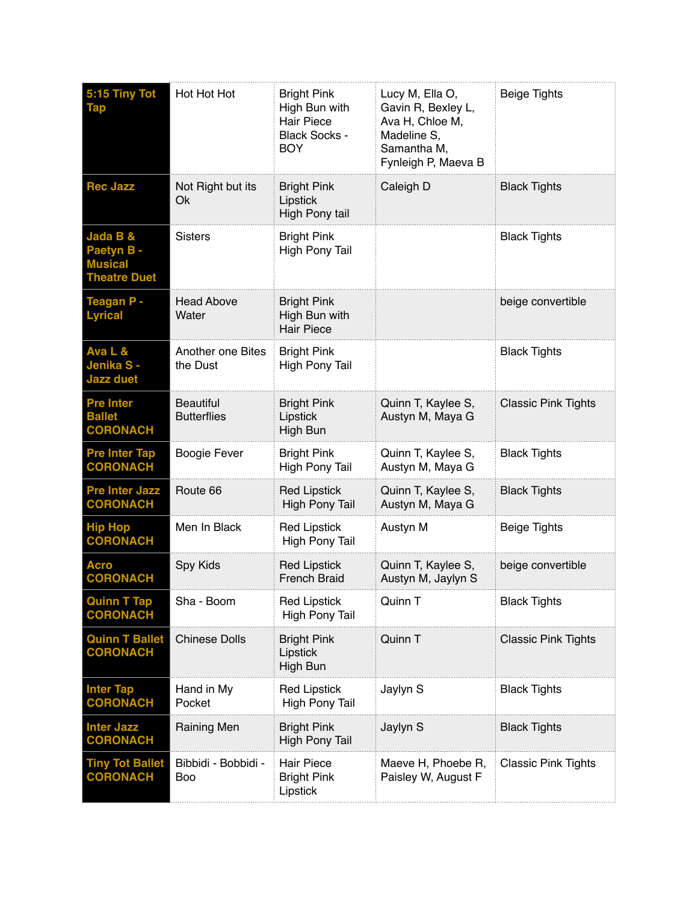| | | | | |
|---|---|---|---|---|
| **5:15 Tiny Tot Tap** | Hot Hot Hot | Bright Pink<br>High Bun with Hair Piece<br>Black Socks - BOY | Lucy M, Ella O, Gavin R, Bexley L, Ava H, Chloe M, Madeline S, Samantha M, Fynleigh P, Maeva B | Beige Tights |
| **Rec Jazz** | Not Right but its Ok | Bright Pink Lipstick<br>High Pony tail | Caleigh D | Black Tights |
| **Jada B & Paetyn B - Musical Theatre Duet** | Sisters | Bright Pink<br>High Pony Tail | | Black Tights |
| **Teagan P - Lyrical** | Head Above Water | Bright Pink<br>High Bun with Hair Piece | | beige convertible |
| **Ava L & Jenika S - Jazz duet** | Another one Bites the Dust | Bright Pink<br>High Pony Tail | | Black Tights |
| **Pre Inter Ballet CORONACH** | Beautiful Butterflies | Bright Pink Lipstick<br>High Bun | Quinn T, Kaylee S, Austyn M, Maya G | Classic Pink Tights |
| **Pre Inter Tap CORONACH** | Boogie Fever | Bright Pink<br>High Pony Tail | Quinn T, Kaylee S, Austyn M, Maya G | Black Tights |
| **Pre Inter Jazz CORONACH** | Route 66 | Red Lipstick<br>High Pony Tail | Quinn T, Kaylee S, Austyn M, Maya G | Black Tights |
| **Hip Hop CORONACH** | Men In Black | Red Lipstick<br>High Pony Tail | Austyn M | Beige Tights |
| **Acro CORONACH** | Spy Kids | Red Lipstick<br>French Braid | Quinn T, Kaylee S, Austyn M, Jaylyn S | beige convertible |
| **Quinn T Tap CORONACH** | Sha - Boom | Red Lipstick<br>High Pony Tail | Quinn T | Black Tights |
| **Quinn T Ballet CORONACH** | Chinese Dolls | Bright Pink Lipstick<br>High Bun | Quinn T | Classic Pink Tights |
| **Inter Tap CORONACH** | Hand in My Pocket | Red Lipstick<br>High Pony Tail | Jaylyn S | Black Tights |
| **Inter Jazz CORONACH** | Raining Men | Bright Pink<br>High Pony Tail | Jaylyn S | Black Tights |
| **Tiny Tot Ballet CORONACH** | Bibbidi - Bobbidi - Boo | Hair Piece<br>Bright Pink Lipstick | Maeve H, Phoebe R, Paisley W, August F | Classic Pink Tights |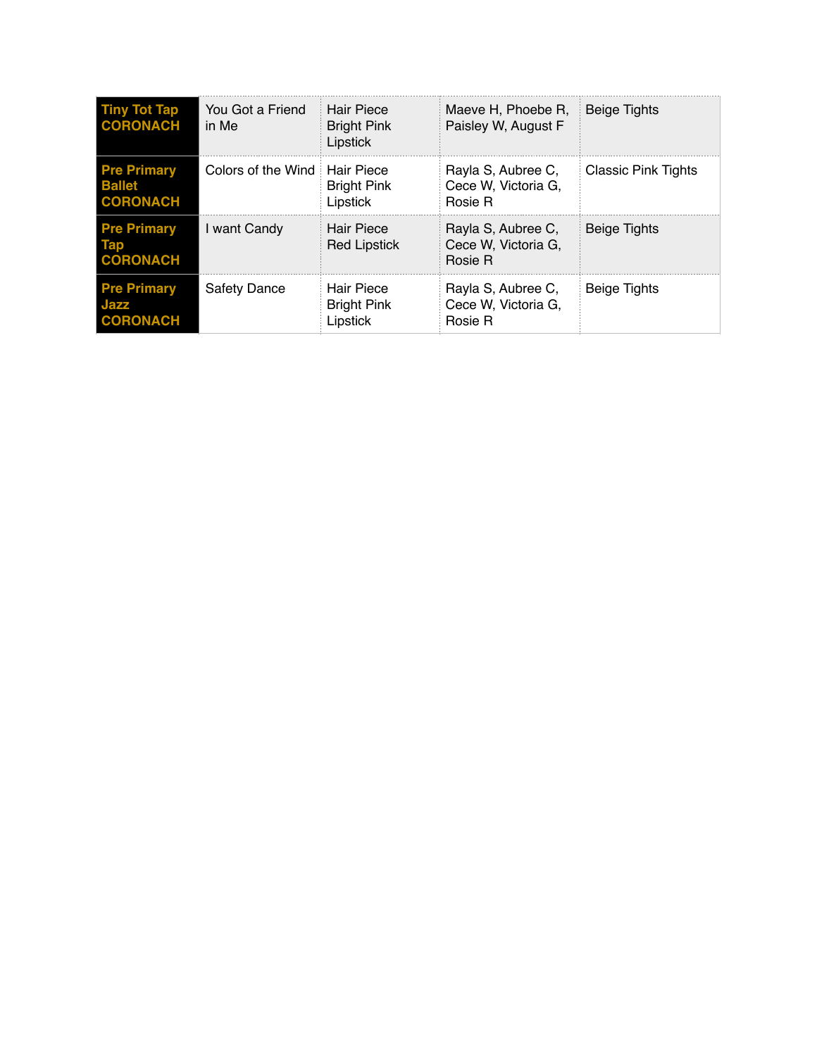| | | | | |
|---|---|---|---|---|
| **Tiny Tot Tap CORONACH** | You Got a Friend in Me | Hair Piece Bright Pink Lipstick | Maeve H, Phoebe R, Paisley W, August F | Beige Tights |
| **Pre Primary Ballet CORONACH** | Colors of the Wind | Hair Piece Bright Pink Lipstick | Rayla S, Aubree C, Cece W, Victoria G, Rosie R | Classic Pink Tights |
| **Pre Primary Tap CORONACH** | I want Candy | Hair Piece Red Lipstick | Rayla S, Aubree C, Cece W, Victoria G, Rosie R | Beige Tights |
| **Pre Primary Jazz CORONACH** | Safety Dance | Hair Piece Bright Pink Lipstick | Rayla S, Aubree C, Cece W, Victoria G, Rosie R | Beige Tights |